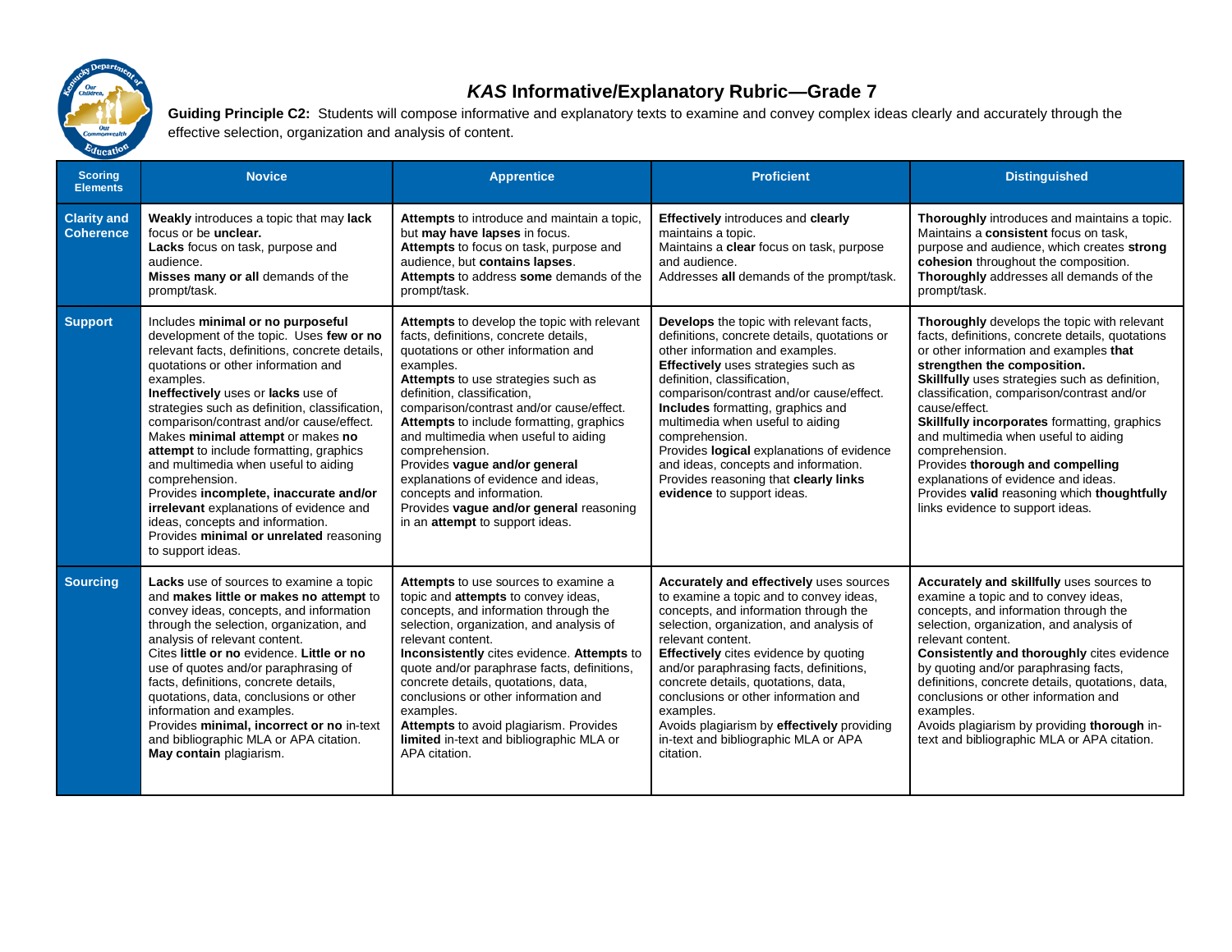# *KAS* Informative/Explanatory Rubric—Grade 7

**Guiding Principle C2:** Students will compose informative and explanatory texts to examine and convey complex ideas clearly and accurately through the effective selection, organization and analysis of content.

| Scoring Elements | Novice | Apprentice | Proficient | Distinguished |
|---|---|---|---|---|
| **Clarity and Coherence** | **Weakly** introduces a topic that may **lack** focus or be **unclear.**<br>**Lacks** focus on task, purpose and audience.<br>**Misses many or all** demands of the prompt/task. | **Attempts** to introduce and maintain a topic, but **may have lapses** in focus.<br>**Attempts** to focus on task, purpose and audience, but **contains lapses**.<br>**Attempts** to address **some** demands of the prompt/task. | **Effectively** introduces and **clearly** maintains a topic.<br>Maintains a **clear** focus on task, purpose and audience.<br>Addresses **all** demands of the prompt/task. | **Thoroughly** introduces and maintains a topic.<br>Maintains a **consistent** focus on task, purpose and audience, which creates **strong cohesion** throughout the composition.<br>**Thoroughly** addresses all demands of the prompt/task. |
| **Support** | Includes **minimal or no purposeful** development of the topic. Uses **few or no** relevant facts, definitions, concrete details, quotations or other information and examples.<br>**Ineffectively** uses or **lacks** use of strategies such as definition, classification, comparison/contrast and/or cause/effect.<br>Makes **minimal attempt** or makes **no attempt** to include formatting, graphics and multimedia when useful to aiding comprehension.<br>Provides **incomplete, inaccurate and/or irrelevant** explanations of evidence and ideas, concepts and information.<br>Provides **minimal or unrelated** reasoning to support ideas. | **Attempts** to develop the topic with relevant facts, definitions, concrete details, quotations or other information and examples.<br>**Attempts** to use strategies such as definition, classification, comparison/contrast and/or cause/effect.<br>**Attempts** to include formatting, graphics and multimedia when useful to aiding comprehension.<br>Provides **vague and/or general** explanations of evidence and ideas, concepts and information.<br>Provides **vague and/or general** reasoning in an **attempt** to support ideas. | **Develops** the topic with relevant facts, definitions, concrete details, quotations or other information and examples.<br>**Effectively** uses strategies such as definition, classification, comparison/contrast and/or cause/effect.<br>**Includes** formatting, graphics and multimedia when useful to aiding comprehension.<br>Provides **logical** explanations of evidence and ideas, concepts and information.<br>Provides reasoning that **clearly links evidence** to support ideas. | **Thoroughly** develops the topic with relevant facts, definitions, concrete details, quotations or other information and examples **that strengthen the composition.**<br>**Skillfully** uses strategies such as definition, classification, comparison/contrast and/or cause/effect.<br>**Skillfully incorporates** formatting, graphics and multimedia when useful to aiding comprehension.<br>Provides **thorough and compelling** explanations of evidence and ideas.<br>Provides **valid** reasoning which **thoughtfully** links evidence to support ideas. |
| **Sourcing** | **Lacks** use of sources to examine a topic and **makes little or makes no attempt** to convey ideas, concepts, and information through the selection, organization, and analysis of relevant content.<br>Cites **little or no** evidence. **Little or no** use of quotes and/or paraphrasing of facts, definitions, concrete details, quotations, data, conclusions or other information and examples.<br>Provides **minimal, incorrect or no** in-text and bibliographic MLA or APA citation.<br>**May contain** plagiarism. | **Attempts** to use sources to examine a topic and **attempts** to convey ideas, concepts, and information through the selection, organization, and analysis of relevant content.<br>**Inconsistently** cites evidence. **Attempts** to quote and/or paraphrase facts, definitions, concrete details, quotations, data, conclusions or other information and examples.<br>**Attempts** to avoid plagiarism. Provides **limited** in-text and bibliographic MLA or APA citation. | **Accurately and effectively** uses sources to examine a topic and to convey ideas, concepts, and information through the selection, organization, and analysis of relevant content.<br>**Effectively** cites evidence by quoting and/or paraphrasing facts, definitions, concrete details, quotations, data, conclusions or other information and examples.<br>Avoids plagiarism by **effectively** providing in-text and bibliographic MLA or APA citation. | **Accurately and skillfully** uses sources to examine a topic and to convey ideas, concepts, and information through the selection, organization, and analysis of relevant content.<br>**Consistently and thoroughly** cites evidence by quoting and/or paraphrasing facts, definitions, concrete details, quotations, data, conclusions or other information and examples.<br>Avoids plagiarism by providing **thorough** in-text and bibliographic MLA or APA citation. |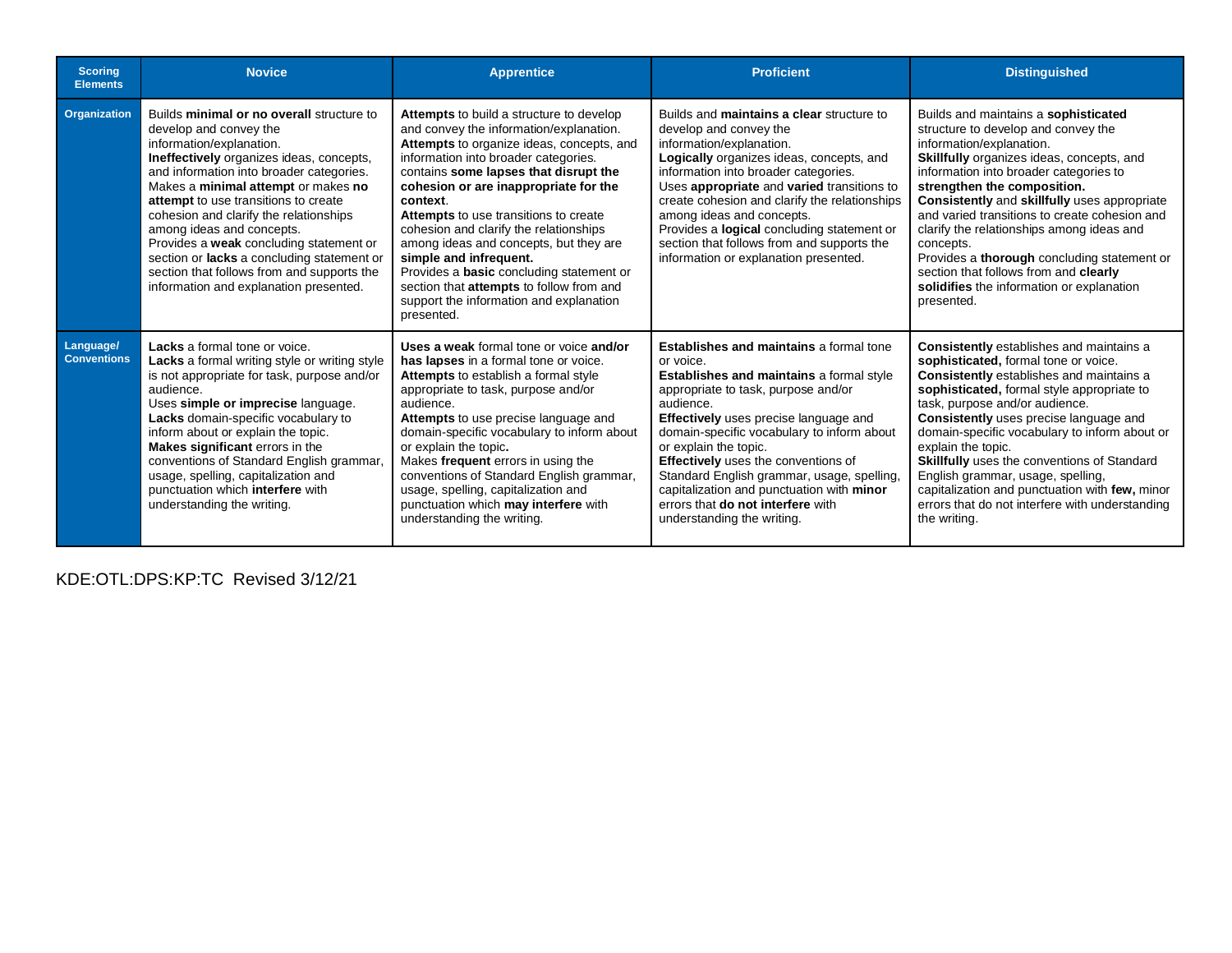| Scoring Elements | Novice | Apprentice | Proficient | Distinguished |
|---|---|---|---|---|
| **Organization** | Builds **minimal or no overall** structure to develop and convey the information/explanation. **Ineffectively** organizes ideas, concepts, and information into broader categories. Makes a **minimal attempt** or makes **no attempt** to use transitions to create cohesion and clarify the relationships among ideas and concepts. Provides a **weak** concluding statement or section or **lacks** a concluding statement or section that follows from and supports the information and explanation presented. | **Attempts** to build a structure to develop and convey the information/explanation. **Attempts** to organize ideas, concepts, and information into broader categories. contains **some lapses that disrupt the cohesion or are inappropriate for the context**. **Attempts** to use transitions to create cohesion and clarify the relationships among ideas and concepts, but they are **simple and infrequent.** Provides a **basic** concluding statement or section that **attempts** to follow from and support the information and explanation presented. | Builds and **maintains a clear** structure to develop and convey the information/explanation. **Logically** organizes ideas, concepts, and information into broader categories. Uses **appropriate** and **varied** transitions to create cohesion and clarify the relationships among ideas and concepts. Provides a **logical** concluding statement or section that follows from and supports the information or explanation presented. | Builds and maintains a **sophisticated** structure to develop and convey the information/explanation. **Skillfully** organizes ideas, concepts, and information into broader categories to **strengthen the composition.** **Consistently** and **skillfully** uses appropriate and varied transitions to create cohesion and clarify the relationships among ideas and concepts. Provides a **thorough** concluding statement or section that follows from and **clearly solidifies** the information or explanation presented. |
| **Language/ Conventions** | **Lacks** a formal tone or voice. **Lacks** a formal writing style or writing style is not appropriate for task, purpose and/or audience. Uses **simple or imprecise** language. **Lacks** domain-specific vocabulary to inform about or explain the topic. **Makes significant** errors in the conventions of Standard English grammar, usage, spelling, capitalization and punctuation which **interfere** with understanding the writing. | **Uses a weak** formal tone or voice **and/or has lapses** in a formal tone or voice. **Attempts** to establish a formal style appropriate to task, purpose and/or audience. **Attempts** to use precise language and domain-specific vocabulary to inform about or explain the topic**.** Makes **frequent** errors in using the conventions of Standard English grammar, usage, spelling, capitalization and punctuation which **may interfere** with understanding the writing. | **Establishes and maintains** a formal tone or voice. **Establishes and maintains** a formal style appropriate to task, purpose and/or audience. **Effectively** uses precise language and domain-specific vocabulary to inform about or explain the topic. **Effectively** uses the conventions of Standard English grammar, usage, spelling, capitalization and punctuation with **minor** errors that **do not interfere** with understanding the writing. | **Consistently** establishes and maintains a **sophisticated,** formal tone or voice. **Consistently** establishes and maintains a **sophisticated,** formal style appropriate to task, purpose and/or audience. **Consistently** uses precise language and domain-specific vocabulary to inform about or explain the topic. **Skillfully** uses the conventions of Standard English grammar, usage, spelling, capitalization and punctuation with **few,** minor errors that do not interfere with understanding the writing. |

KDE:OTL:DPS:KP:TC Revised 3/12/21